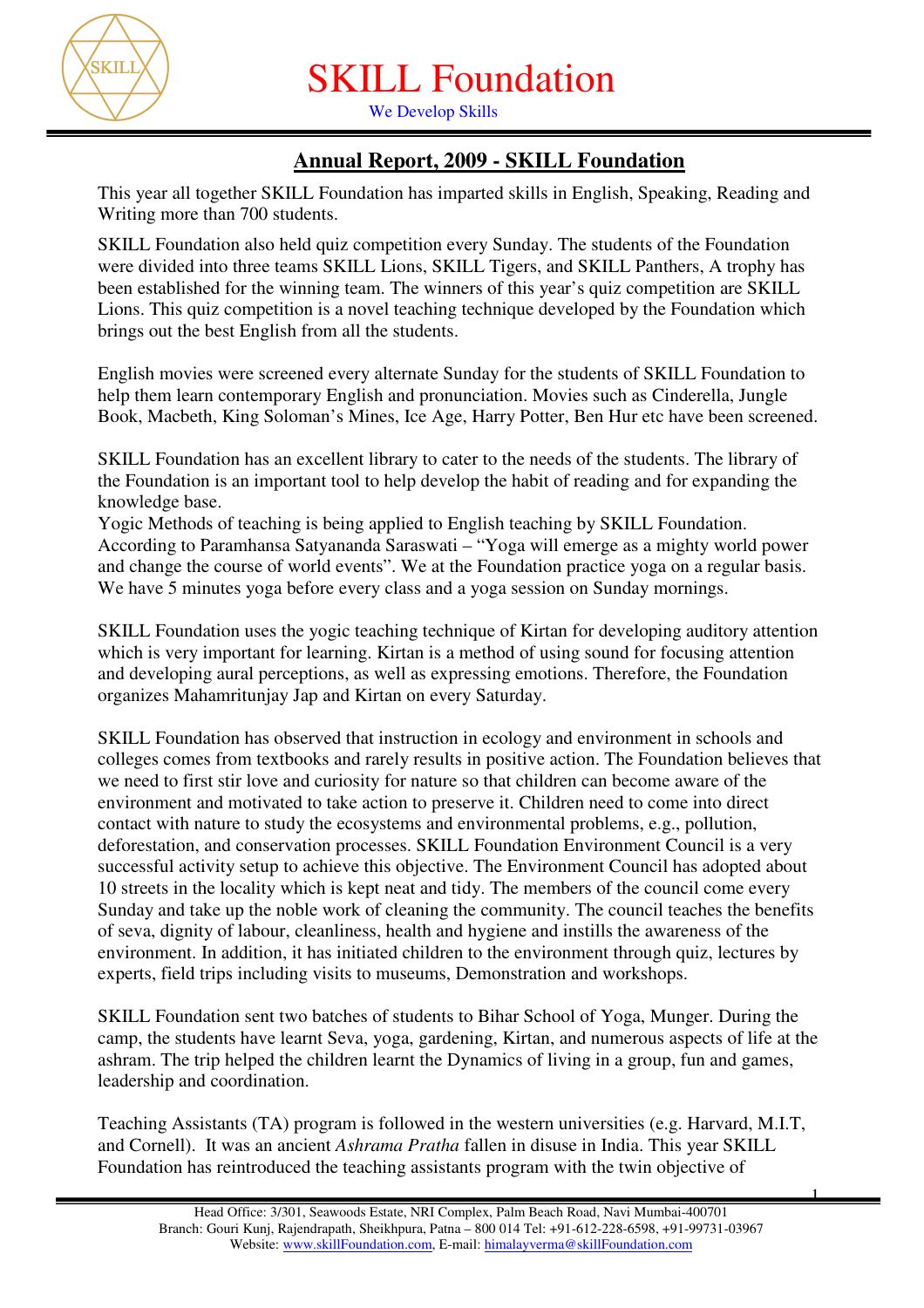# SKILL Foundation

We Develop Skills

## Annual Report, 2009 - SKILL Foundation

This year all together SKILL Foundation has imparted skills in English, Speaking, Reading and Writing more than 700 students.

SKILL Foundation also held quiz competition every Sunday. The students of the Foundation were divided into three teams SKILL Lions, SKILL Tigers, and SKILL Panthers, A trophy has been established for the winning team. The winners of this year's quiz competition are SKILL Lions. This quiz competition is a novel teaching technique developed by the Foundation which brings out the best English from all the students.

English movies were screened every alternate Sunday for the students of SKILL Foundation to help them learn contemporary English and pronunciation. Movies such as Cinderella, Jungle Book, Macbeth, King Soloman's Mines, Ice Age, Harry Potter, Ben Hur etc have been screened.

SKILL Foundation has an excellent library to cater to the needs of the students. The library of the Foundation is an important tool to help develop the habit of reading and for expanding the knowledge base.

Yogic Methods of teaching is being applied to English teaching by SKILL Foundation. According to Paramhansa Satyananda Saraswati – "Yoga will emerge as a mighty world power and change the course of world events". We at the Foundation practice yoga on a regular basis. We have 5 minutes yoga before every class and a yoga session on Sunday mornings.

SKILL Foundation uses the yogic teaching technique of Kirtan for developing auditory attention which is very important for learning. Kirtan is a method of using sound for focusing attention and developing aural perceptions, as well as expressing emotions. Therefore, the Foundation organizes Mahamritunjay Jap and Kirtan on every Saturday.

SKILL Foundation has observed that instruction in ecology and environment in schools and colleges comes from textbooks and rarely results in positive action. The Foundation believes that we need to first stir love and curiosity for nature so that children can become aware of the environment and motivated to take action to preserve it. Children need to come into direct contact with nature to study the ecosystems and environmental problems, e.g., pollution, deforestation, and conservation processes. SKILL Foundation Environment Council is a very successful activity setup to achieve this objective. The Environment Council has adopted about 10 streets in the locality which is kept neat and tidy. The members of the council come every Sunday and take up the noble work of cleaning the community. The council teaches the benefits of seva, dignity of labour, cleanliness, health and hygiene and instills the awareness of the environment. In addition, it has initiated children to the environment through quiz, lectures by experts, field trips including visits to museums, Demonstration and workshops.

SKILL Foundation sent two batches of students to Bihar School of Yoga, Munger. During the camp, the students have learnt Seva, yoga, gardening, Kirtan, and numerous aspects of life at the ashram. The trip helped the children learnt the Dynamics of living in a group, fun and games, leadership and coordination.

Teaching Assistants (TA) program is followed in the western universities (e.g. Harvard, M.I.T, and Cornell). It was an ancient *Ashrama Pratha* fallen in disuse in India. This year SKILL Foundation has reintroduced the teaching assistants program with the twin objective of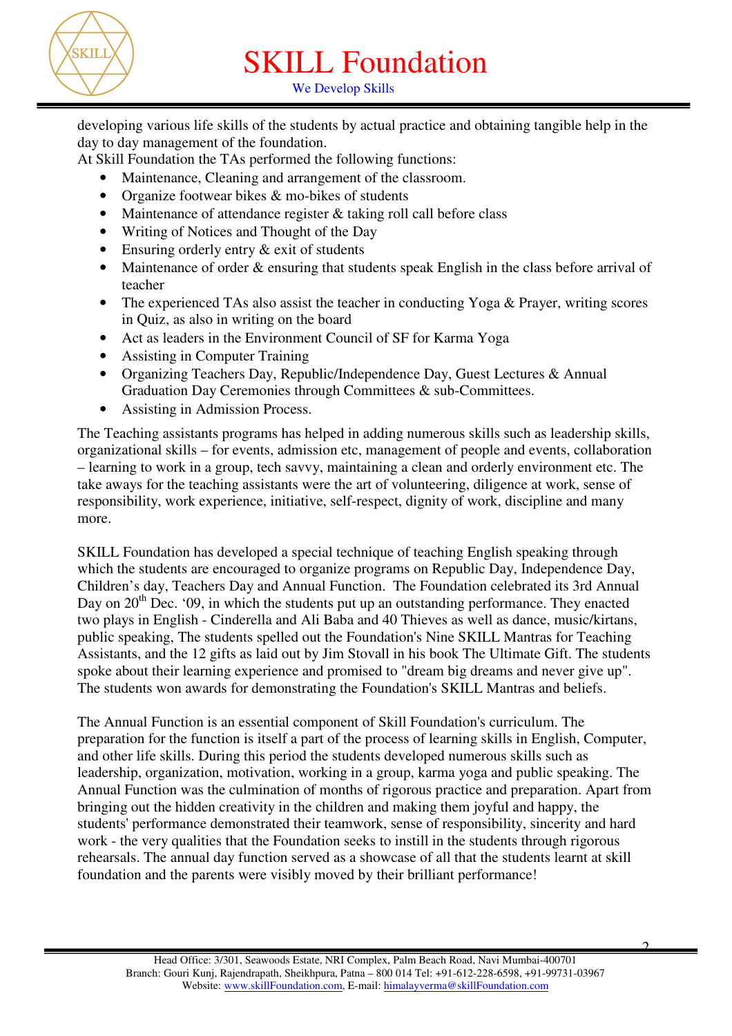developing various life skills of the students by actual practice and obtaining tangible help in the day to day management of the foundation.

At Skill Foundation the TAs performed the following functions:

- Maintenance, Cleaning and arrangement of the classroom.
- Organize footwear bikes & mo-bikes of students
- Maintenance of attendance register & taking roll call before class
- Writing of Notices and Thought of the Day
- Ensuring orderly entry & exit of students
- Maintenance of order & ensuring that students speak English in the class before arrival of teacher
- The experienced TAs also assist the teacher in conducting Yoga & Prayer, writing scores in Quiz, as also in writing on the board
- Act as leaders in the Environment Council of SF for Karma Yoga
- Assisting in Computer Training
- Organizing Teachers Day, Republic/Independence Day, Guest Lectures & Annual Graduation Day Ceremonies through Committees & sub-Committees.
- Assisting in Admission Process.

The Teaching assistants programs has helped in adding numerous skills such as leadership skills, organizational skills – for events, admission etc, management of people and events, collaboration – learning to work in a group, tech savvy, maintaining a clean and orderly environment etc. The take aways for the teaching assistants were the art of volunteering, diligence at work, sense of responsibility, work experience, initiative, self-respect, dignity of work, discipline and many more.

SKILL Foundation has developed a special technique of teaching English speaking through which the students are encouraged to organize programs on Republic Day, Independence Day, Children's day, Teachers Day and Annual Function. The Foundation celebrated its 3rd Annual Day on 20th Dec. '09, in which the students put up an outstanding performance. They enacted two plays in English - Cinderella and Ali Baba and 40 Thieves as well as dance, music/kirtans, public speaking, The students spelled out the Foundation's Nine SKILL Mantras for Teaching Assistants, and the 12 gifts as laid out by Jim Stovall in his book The Ultimate Gift. The students spoke about their learning experience and promised to "dream big dreams and never give up". The students won awards for demonstrating the Foundation's SKILL Mantras and beliefs.

The Annual Function is an essential component of Skill Foundation's curriculum. The preparation for the function is itself a part of the process of learning skills in English, Computer, and other life skills. During this period the students developed numerous skills such as leadership, organization, motivation, working in a group, karma yoga and public speaking. The Annual Function was the culmination of months of rigorous practice and preparation. Apart from bringing out the hidden creativity in the children and making them joyful and happy, the students' performance demonstrated their teamwork, sense of responsibility, sincerity and hard work - the very qualities that the Foundation seeks to instill in the students through rigorous rehearsals. The annual day function served as a showcase of all that the students learnt at skill foundation and the parents were visibly moved by their brilliant performance!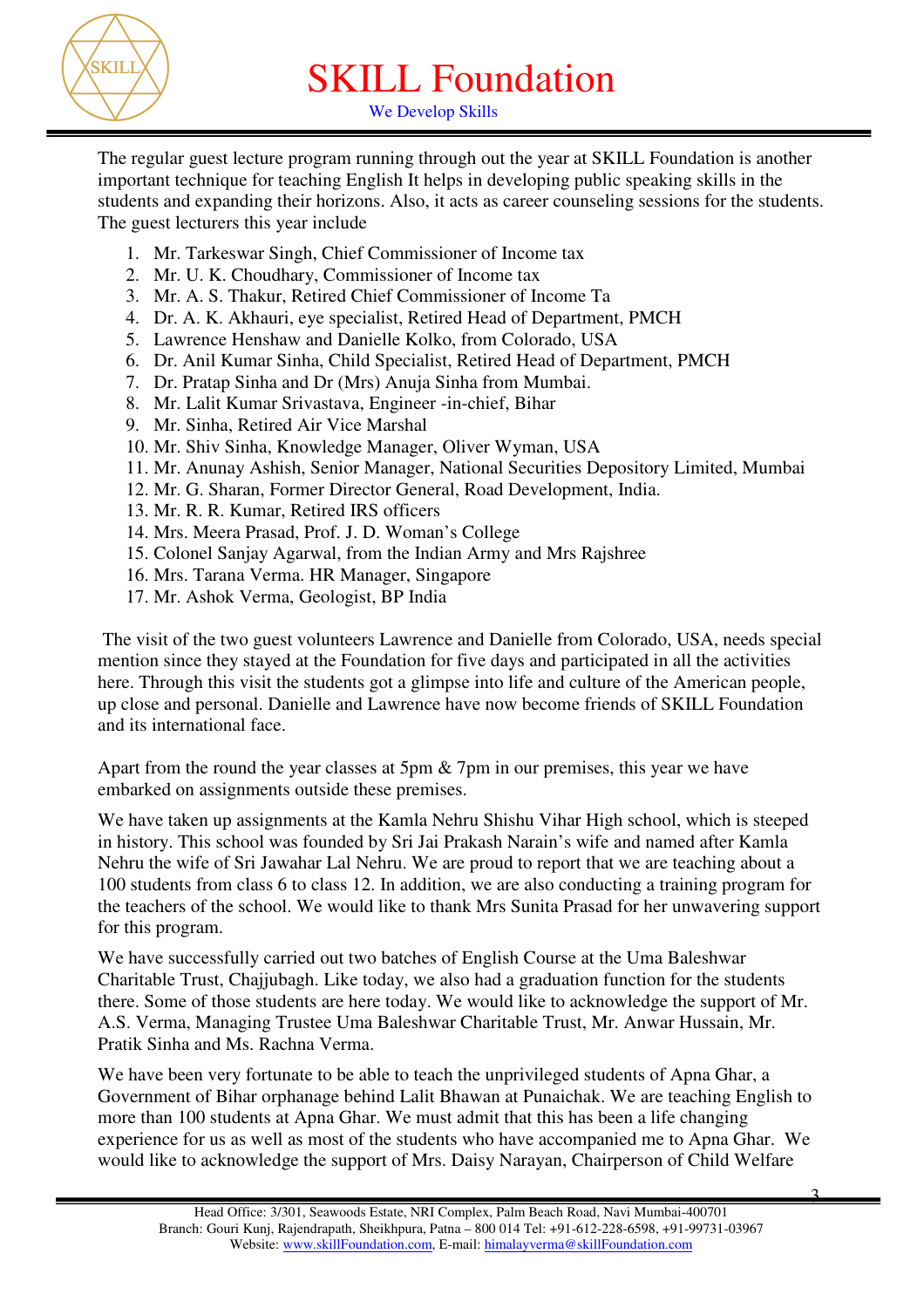The regular guest lecture program running through out the year at SKILL Foundation is another important technique for teaching English It helps in developing public speaking skills in the students and expanding their horizons. Also, it acts as career counseling sessions for the students. The guest lecturers this year include

1. Mr. Tarkeswar Singh, Chief Commissioner of Income tax
2. Mr. U. K. Choudhary, Commissioner of Income tax
3. Mr. A. S. Thakur, Retired Chief Commissioner of Income Ta
4. Dr. A. K. Akhauri, eye specialist, Retired Head of Department, PMCH
5. Lawrence Henshaw and Danielle Kolko, from Colorado, USA
6. Dr. Anil Kumar Sinha, Child Specialist, Retired Head of Department, PMCH
7. Dr. Pratap Sinha and Dr (Mrs) Anuja Sinha from Mumbai.
8. Mr. Lalit Kumar Srivastava, Engineer -in-chief, Bihar
9. Mr. Sinha, Retired Air Vice Marshal
10. Mr. Shiv Sinha, Knowledge Manager, Oliver Wyman, USA
11. Mr. Anunay Ashish, Senior Manager, National Securities Depository Limited, Mumbai
12. Mr. G. Sharan, Former Director General, Road Development, India.
13. Mr. R. R. Kumar, Retired IRS officers
14. Mrs. Meera Prasad, Prof. J. D. Woman's College
15. Colonel Sanjay Agarwal, from the Indian Army and Mrs Rajshree
16. Mrs. Tarana Verma. HR Manager, Singapore
17. Mr. Ashok Verma, Geologist, BP India

The visit of the two guest volunteers Lawrence and Danielle from Colorado, USA, needs special mention since they stayed at the Foundation for five days and participated in all the activities here. Through this visit the students got a glimpse into life and culture of the American people, up close and personal. Danielle and Lawrence have now become friends of SKILL Foundation and its international face.

Apart from the round the year classes at 5pm & 7pm in our premises, this year we have embarked on assignments outside these premises.

We have taken up assignments at the Kamla Nehru Shishu Vihar High school, which is steeped in history. This school was founded by Sri Jai Prakash Narain's wife and named after Kamla Nehru the wife of Sri Jawahar Lal Nehru. We are proud to report that we are teaching about a 100 students from class 6 to class 12. In addition, we are also conducting a training program for the teachers of the school. We would like to thank Mrs Sunita Prasad for her unwavering support for this program.

We have successfully carried out two batches of English Course at the Uma Baleshwar Charitable Trust, Chajjubagh. Like today, we also had a graduation function for the students there. Some of those students are here today. We would like to acknowledge the support of Mr. A.S. Verma, Managing Trustee Uma Baleshwar Charitable Trust, Mr. Anwar Hussain, Mr. Pratik Sinha and Ms. Rachna Verma.

We have been very fortunate to be able to teach the unprivileged students of Apna Ghar, a Government of Bihar orphanage behind Lalit Bhawan at Punaichak. We are teaching English to more than 100 students at Apna Ghar. We must admit that this has been a life changing experience for us as well as most of the students who have accompanied me to Apna Ghar. We would like to acknowledge the support of Mrs. Daisy Narayan, Chairperson of Child Welfare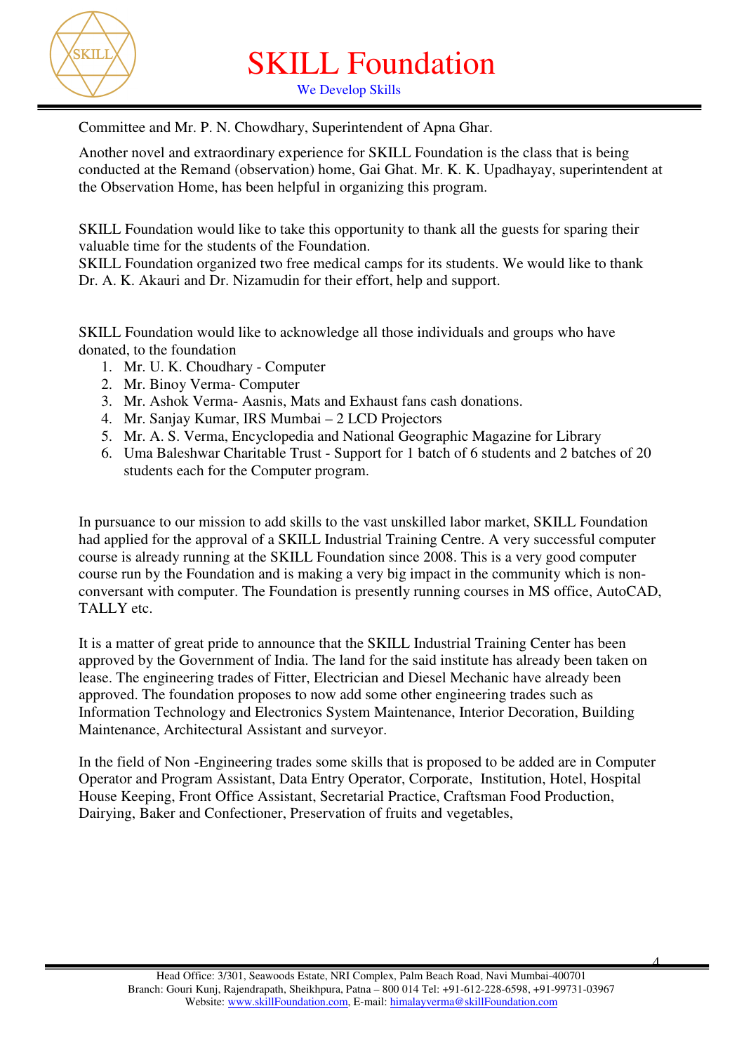Committee and Mr. P. N. Chowdhary, Superintendent of Apna Ghar.

Another novel and extraordinary experience for SKILL Foundation is the class that is being conducted at the Remand (observation) home, Gai Ghat. Mr. K. K. Upadhayay, superintendent at the Observation Home, has been helpful in organizing this program.

SKILL Foundation would like to take this opportunity to thank all the guests for sparing their valuable time for the students of the Foundation.
SKILL Foundation organized two free medical camps for its students. We would like to thank Dr. A. K. Akauri and Dr. Nizamudin for their effort, help and support.

SKILL Foundation would like to acknowledge all those individuals and groups who have donated, to the foundation

1. Mr. U. K. Choudhary - Computer
2. Mr. Binoy Verma- Computer
3. Mr. Ashok Verma- Aasnis, Mats and Exhaust fans cash donations.
4. Mr. Sanjay Kumar, IRS Mumbai – 2 LCD Projectors
5. Mr. A. S. Verma, Encyclopedia and National Geographic Magazine for Library
6. Uma Baleshwar Charitable Trust - Support for 1 batch of 6 students and 2 batches of 20 students each for the Computer program.

In pursuance to our mission to add skills to the vast unskilled labor market, SKILL Foundation had applied for the approval of a SKILL Industrial Training Centre. A very successful computer course is already running at the SKILL Foundation since 2008. This is a very good computer course run by the Foundation and is making a very big impact in the community which is non-conversant with computer. The Foundation is presently running courses in MS office, AutoCAD, TALLY etc.

It is a matter of great pride to announce that the SKILL Industrial Training Center has been approved by the Government of India. The land for the said institute has already been taken on lease. The engineering trades of Fitter, Electrician and Diesel Mechanic have already been approved. The foundation proposes to now add some other engineering trades such as Information Technology and Electronics System Maintenance, Interior Decoration, Building Maintenance, Architectural Assistant and surveyor.

In the field of Non -Engineering trades some skills that is proposed to be added are in Computer Operator and Program Assistant, Data Entry Operator, Corporate, Institution, Hotel, Hospital House Keeping, Front Office Assistant, Secretarial Practice, Craftsman Food Production, Dairying, Baker and Confectioner, Preservation of fruits and vegetables,